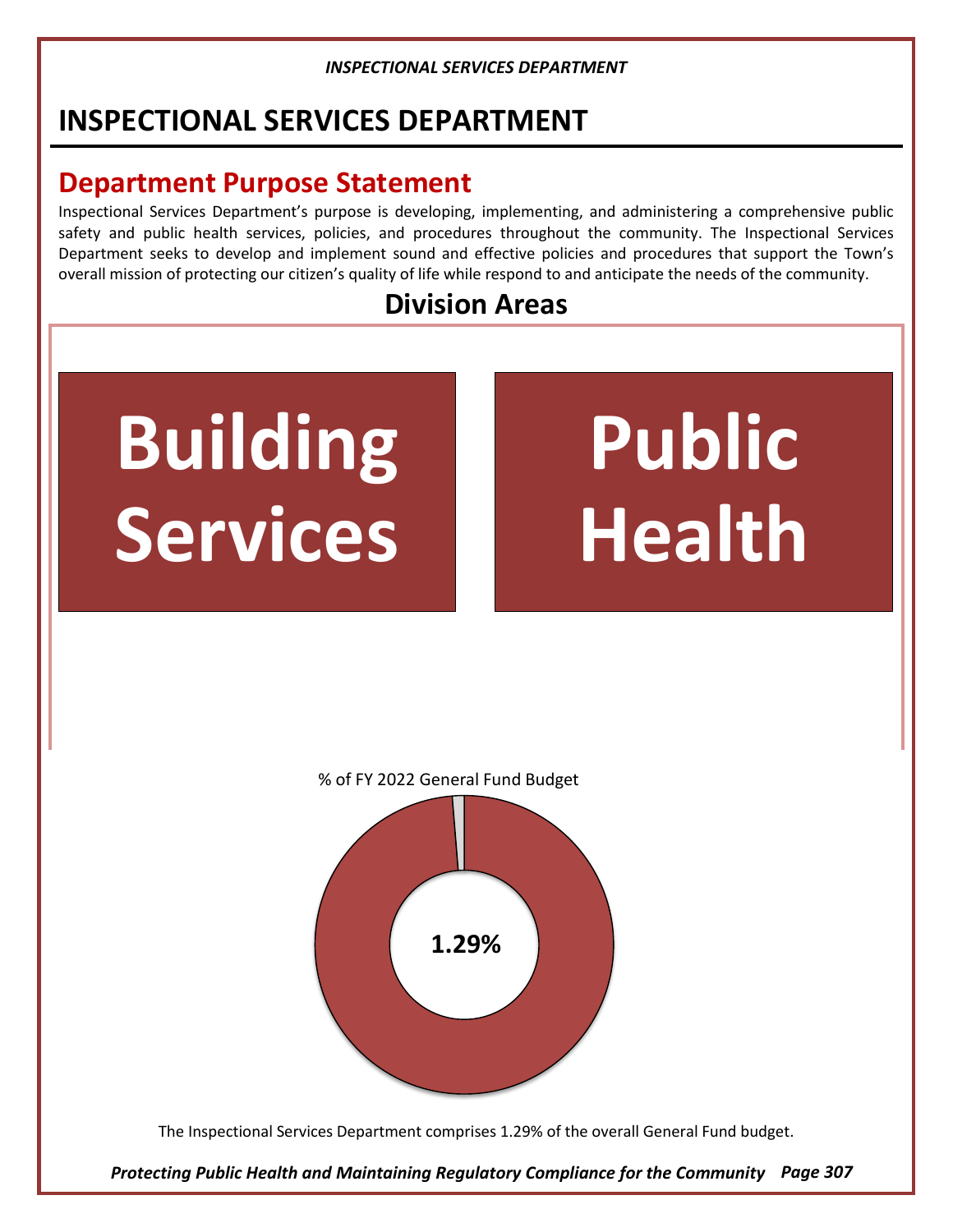# INSPECTIONAL SERVICES DEPARTMENT

## Department Purpose Statement

Inspectional Services Department's purpose is developing, implementing, and administering a comprehensive public safety and public health services, policies, and procedures throughout the community. The Inspectional Services Department seeks to develop and implement sound and effective policies and procedures that support the Town's overall mission of protecting our citizen's quality of life while respond to and anticipate the needs of the community.

## Division Areas

**Building Services**

**Public Health**

% of FY 2022 General Fund Budget

**1.29%**

The Inspectional Services Department comprises 1.29% of the overall General Fund budget.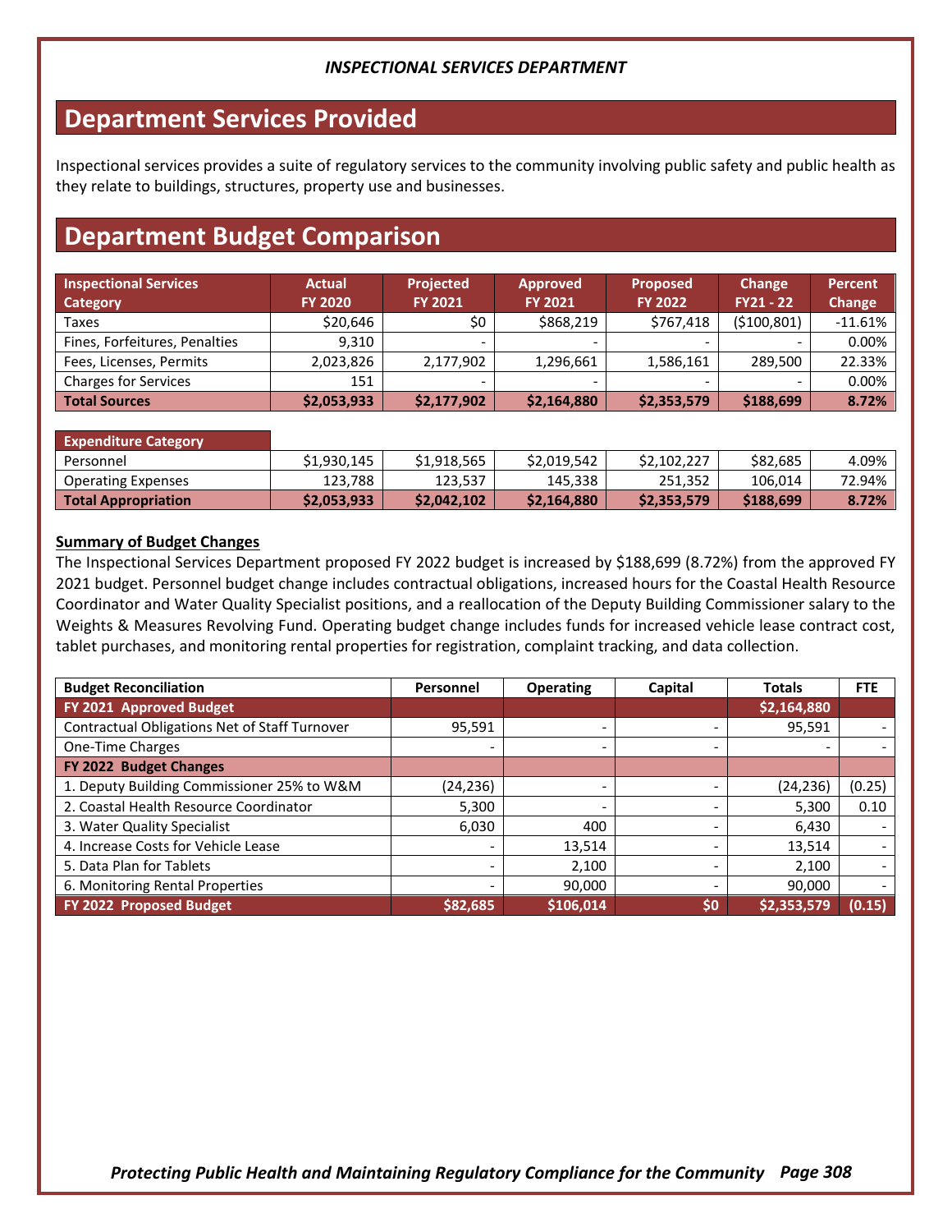*INSPECTIONAL SERVICES DEPARTMENT*

## Department Services Provided

Inspectional services provides a suite of regulatory services to the community involving public safety and public health as they relate to buildings, structures, property use and businesses.

## Department Budget Comparison

| Inspectional Services Category | Actual FY 2020 | Projected FY 2021 | Approved FY 2021 | Proposed FY 2022 | Change FY21 - 22 | Percent Change |
|---|---|---|---|---|---|---|
| Taxes | $20,646 | $0 | $868,219 | $767,418 | ($100,801) | -11.61% |
| Fines, Forfeitures, Penalties | 9,310 | - | - | - | - | 0.00% |
| Fees, Licenses, Permits | 2,023,826 | 2,177,902 | 1,296,661 | 1,586,161 | 289,500 | 22.33% |
| Charges for Services | 151 | - | - | - | - | 0.00% |
| **Total Sources** | **$2,053,933** | **$2,177,902** | **$2,164,880** | **$2,353,579** | **$188,699** | **8.72%** |

| Expenditure Category | | | | | | |
|---|---|---|---|---|---|---|
| Personnel | $1,930,145 | $1,918,565 | $2,019,542 | $2,102,227 | $82,685 | 4.09% |
| Operating Expenses | 123,788 | 123,537 | 145,338 | 251,352 | 106,014 | 72.94% |
| **Total Appropriation** | **$2,053,933** | **$2,042,102** | **$2,164,880** | **$2,353,579** | **$188,699** | **8.72%** |

**Summary of Budget Changes**

The Inspectional Services Department proposed FY 2022 budget is increased by $188,699 (8.72%) from the approved FY 2021 budget. Personnel budget change includes contractual obligations, increased hours for the Coastal Health Resource Coordinator and Water Quality Specialist positions, and a reallocation of the Deputy Building Commissioner salary to the Weights & Measures Revolving Fund. Operating budget change includes funds for increased vehicle lease contract cost, tablet purchases, and monitoring rental properties for registration, complaint tracking, and data collection.

| Budget Reconciliation | Personnel | Operating | Capital | Totals | FTE |
|---|---|---|---|---|---|
| **FY 2021 Approved Budget** | | | | **$2,164,880** | |
| Contractual Obligations Net of Staff Turnover | 95,591 | - | - | 95,591 | - |
| One-Time Charges | - | - | - | - | - |
| **FY 2022 Budget Changes** | | | | | |
| 1. Deputy Building Commissioner 25% to W&M | (24,236) | - | - | (24,236) | (0.25) |
| 2. Coastal Health Resource Coordinator | 5,300 | - | - | 5,300 | 0.10 |
| 3. Water Quality Specialist | 6,030 | 400 | - | 6,430 | - |
| 4. Increase Costs for Vehicle Lease | - | 13,514 | - | 13,514 | - |
| 5. Data Plan for Tablets | - | 2,100 | - | 2,100 | - |
| 6. Monitoring Rental Properties | - | 90,000 | - | 90,000 | - |
| **FY 2022 Proposed Budget** | **$82,685** | **$106,014** | **$0** | **$2,353,579** | **(0.15)** |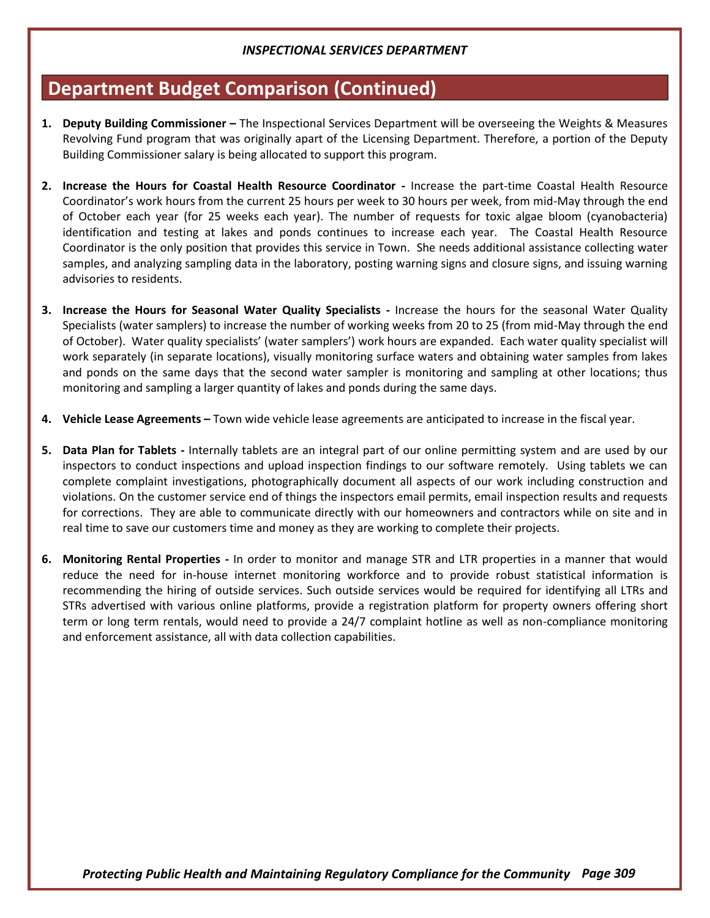## Department Budget Comparison (Continued)

1. **Deputy Building Commissioner –** The Inspectional Services Department will be overseeing the Weights & Measures Revolving Fund program that was originally apart of the Licensing Department. Therefore, a portion of the Deputy Building Commissioner salary is being allocated to support this program.

2. **Increase the Hours for Coastal Health Resource Coordinator -** Increase the part-time Coastal Health Resource Coordinator's work hours from the current 25 hours per week to 30 hours per week, from mid-May through the end of October each year (for 25 weeks each year). The number of requests for toxic algae bloom (cyanobacteria) identification and testing at lakes and ponds continues to increase each year. The Coastal Health Resource Coordinator is the only position that provides this service in Town. She needs additional assistance collecting water samples, and analyzing sampling data in the laboratory, posting warning signs and closure signs, and issuing warning advisories to residents.

3. **Increase the Hours for Seasonal Water Quality Specialists -** Increase the hours for the seasonal Water Quality Specialists (water samplers) to increase the number of working weeks from 20 to 25 (from mid-May through the end of October). Water quality specialists' (water samplers') work hours are expanded. Each water quality specialist will work separately (in separate locations), visually monitoring surface waters and obtaining water samples from lakes and ponds on the same days that the second water sampler is monitoring and sampling at other locations; thus monitoring and sampling a larger quantity of lakes and ponds during the same days.

4. **Vehicle Lease Agreements –** Town wide vehicle lease agreements are anticipated to increase in the fiscal year.

5. **Data Plan for Tablets -** Internally tablets are an integral part of our online permitting system and are used by our inspectors to conduct inspections and upload inspection findings to our software remotely. Using tablets we can complete complaint investigations, photographically document all aspects of our work including construction and violations. On the customer service end of things the inspectors email permits, email inspection results and requests for corrections. They are able to communicate directly with our homeowners and contractors while on site and in real time to save our customers time and money as they are working to complete their projects.

6. **Monitoring Rental Properties -** In order to monitor and manage STR and LTR properties in a manner that would reduce the need for in-house internet monitoring workforce and to provide robust statistical information is recommending the hiring of outside services. Such outside services would be required for identifying all LTRs and STRs advertised with various online platforms, provide a registration platform for property owners offering short term or long term rentals, would need to provide a 24/7 complaint hotline as well as non-compliance monitoring and enforcement assistance, all with data collection capabilities.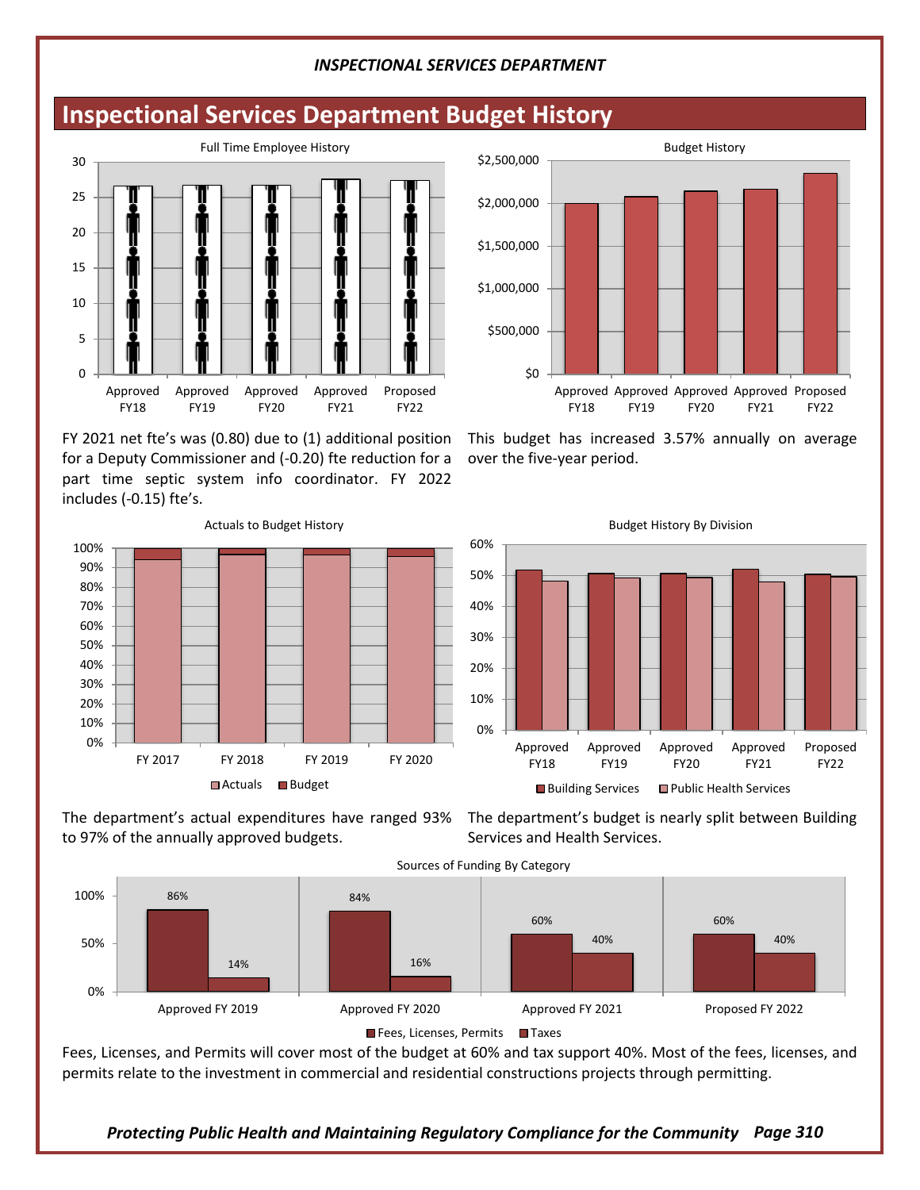## Inspectional Services Department Budget History

Full Time Employee History

FY 2021 net fte's was (0.80) due to (1) additional position for a Deputy Commissioner and (-0.20) fte reduction for a part time septic system info coordinator. FY 2022 includes (-0.15) fte's.

Budget History

This budget has increased 3.57% annually on average over the five-year period.

Actuals to Budget History

The department's actual expenditures have ranged 93% to 97% of the annually approved budgets.

Budget History By Division

The department's budget is nearly split between Building Services and Health Services.

Sources of Funding By Category

| | Fees, Licenses, Permits | Taxes |
|---|---|---|
| Approved FY 2019 | 86% | 14% |
| Approved FY 2020 | 84% | 16% |
| Approved FY 2021 | 60% | 40% |
| Proposed FY 2022 | 60% | 40% |

Fees, Licenses, and Permits will cover most of the budget at 60% and tax support 40%. Most of the fees, licenses, and permits relate to the investment in commercial and residential constructions projects through permitting.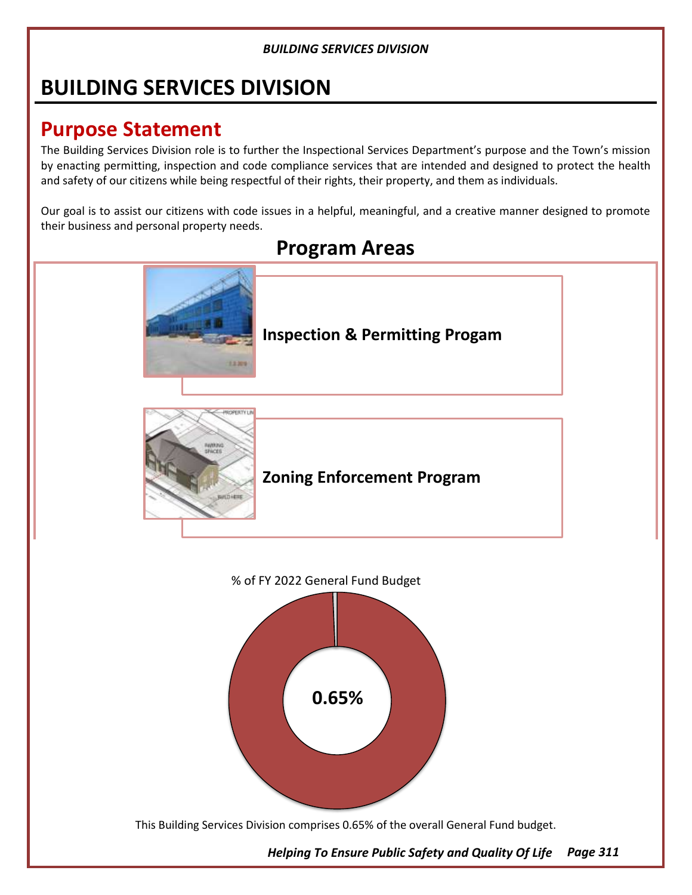# BUILDING SERVICES DIVISION

## Purpose Statement

The Building Services Division role is to further the Inspectional Services Department's purpose and the Town's mission by enacting permitting, inspection and code compliance services that are intended and designed to protect the health and safety of our citizens while being respectful of their rights, their property, and them as individuals.

Our goal is to assist our citizens with code issues in a helpful, meaningful, and a creative manner designed to promote their business and personal property needs.

## Program Areas

**Inspection & Permitting Progam**

**Zoning Enforcement Program**

% of FY 2022 General Fund Budget

**0.65%**

This Building Services Division comprises 0.65% of the overall General Fund budget.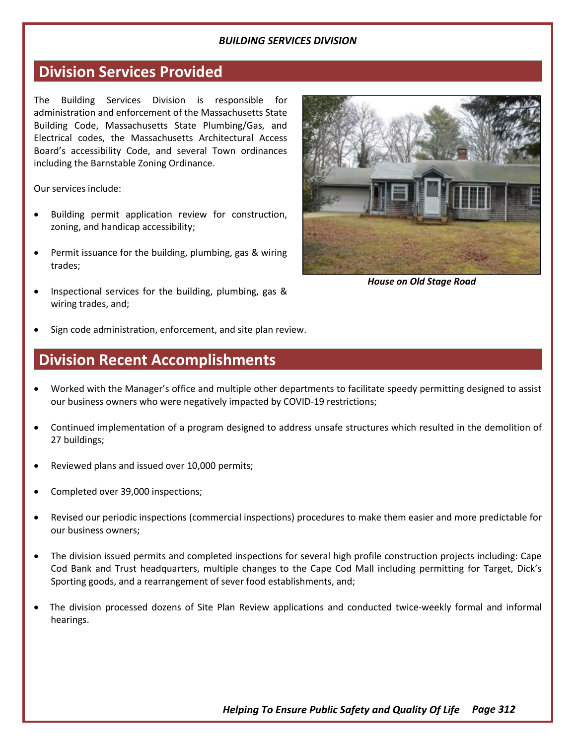*BUILDING SERVICES DIVISION*

## Division Services Provided

The Building Services Division is responsible for administration and enforcement of the Massachusetts State Building Code, Massachusetts State Plumbing/Gas, and Electrical codes, the Massachusetts Architectural Access Board's accessibility Code, and several Town ordinances including the Barnstable Zoning Ordinance.

***House on Old Stage Road***

Our services include:

- Building permit application review for construction, zoning, and handicap accessibility;
- Permit issuance for the building, plumbing, gas & wiring trades;
- Inspectional services for the building, plumbing, gas & wiring trades, and;
- Sign code administration, enforcement, and site plan review.

## Division Recent Accomplishments

- Worked with the Manager's office and multiple other departments to facilitate speedy permitting designed to assist our business owners who were negatively impacted by COVID-19 restrictions;
- Continued implementation of a program designed to address unsafe structures which resulted in the demolition of 27 buildings;
- Reviewed plans and issued over 10,000 permits;
- Completed over 39,000 inspections;
- Revised our periodic inspections (commercial inspections) procedures to make them easier and more predictable for our business owners;
- The division issued permits and completed inspections for several high profile construction projects including: Cape Cod Bank and Trust headquarters, multiple changes to the Cape Cod Mall including permitting for Target, Dick's Sporting goods, and a rearrangement of sever food establishments, and;
- The division processed dozens of Site Plan Review applications and conducted twice-weekly formal and informal hearings.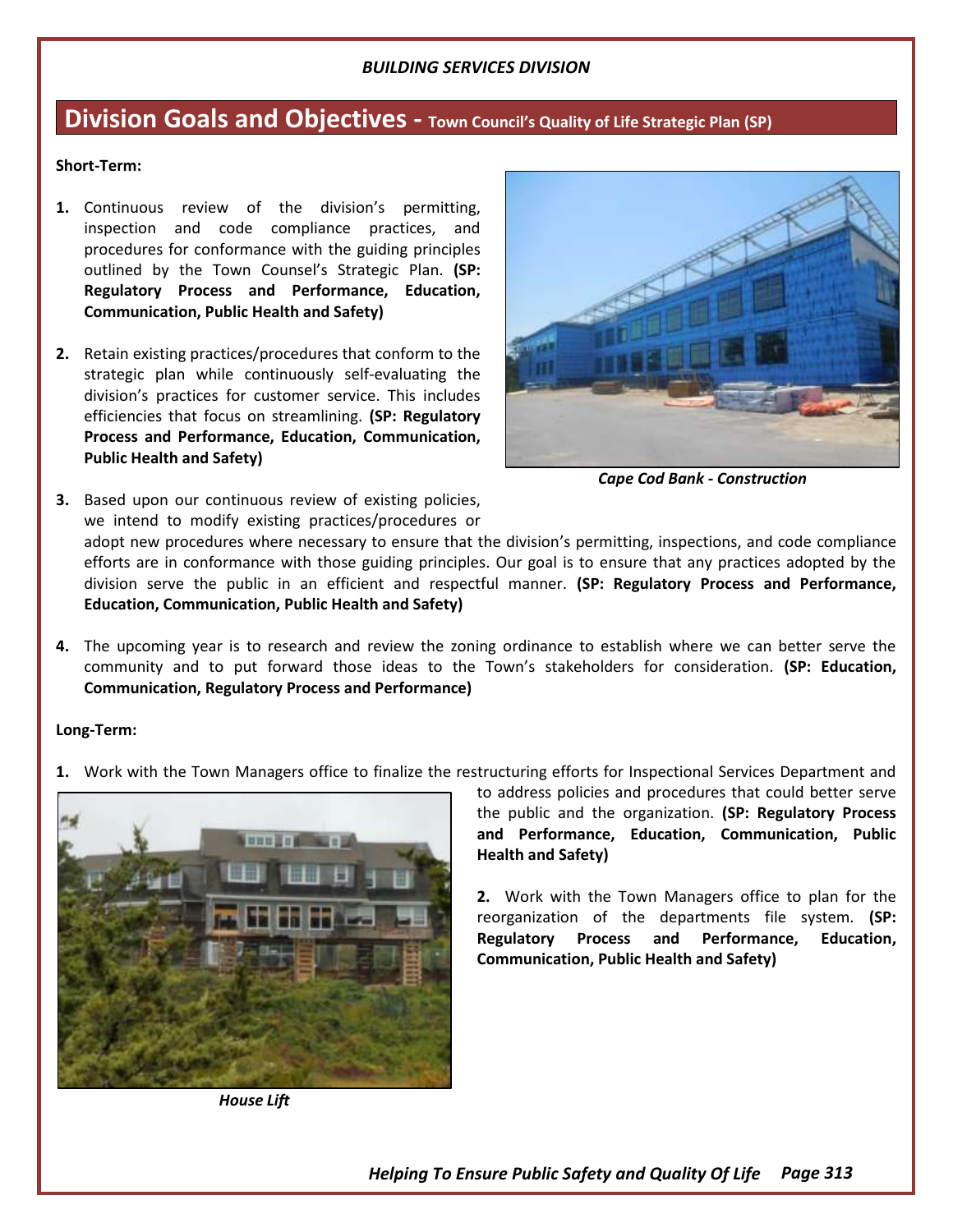*BUILDING SERVICES DIVISION*

## Division Goals and Objectives - Town Council's Quality of Life Strategic Plan (SP)

**Short-Term:**

1. Continuous review of the division's permitting, inspection and code compliance practices, and procedures for conformance with the guiding principles outlined by the Town Counsel's Strategic Plan. **(SP: Regulatory Process and Performance, Education, Communication, Public Health and Safety)**

2. Retain existing practices/procedures that conform to the strategic plan while continuously self-evaluating the division's practices for customer service. This includes efficiencies that focus on streamlining. **(SP: Regulatory Process and Performance, Education, Communication, Public Health and Safety)**

*Cape Cod Bank - Construction*

3. Based upon our continuous review of existing policies, we intend to modify existing practices/procedures or adopt new procedures where necessary to ensure that the division's permitting, inspections, and code compliance efforts are in conformance with those guiding principles. Our goal is to ensure that any practices adopted by the division serve the public in an efficient and respectful manner. **(SP: Regulatory Process and Performance, Education, Communication, Public Health and Safety)**

4. The upcoming year is to research and review the zoning ordinance to establish where we can better serve the community and to put forward those ideas to the Town's stakeholders for consideration. **(SP: Education, Communication, Regulatory Process and Performance)**

**Long-Term:**

1. Work with the Town Managers office to finalize the restructuring efforts for Inspectional Services Department and to address policies and procedures that could better serve the public and the organization. **(SP: Regulatory Process and Performance, Education, Communication, Public Health and Safety)**

2. Work with the Town Managers office to plan for the reorganization of the departments file system. **(SP: Regulatory Process and Performance, Education, Communication, Public Health and Safety)**

*House Lift*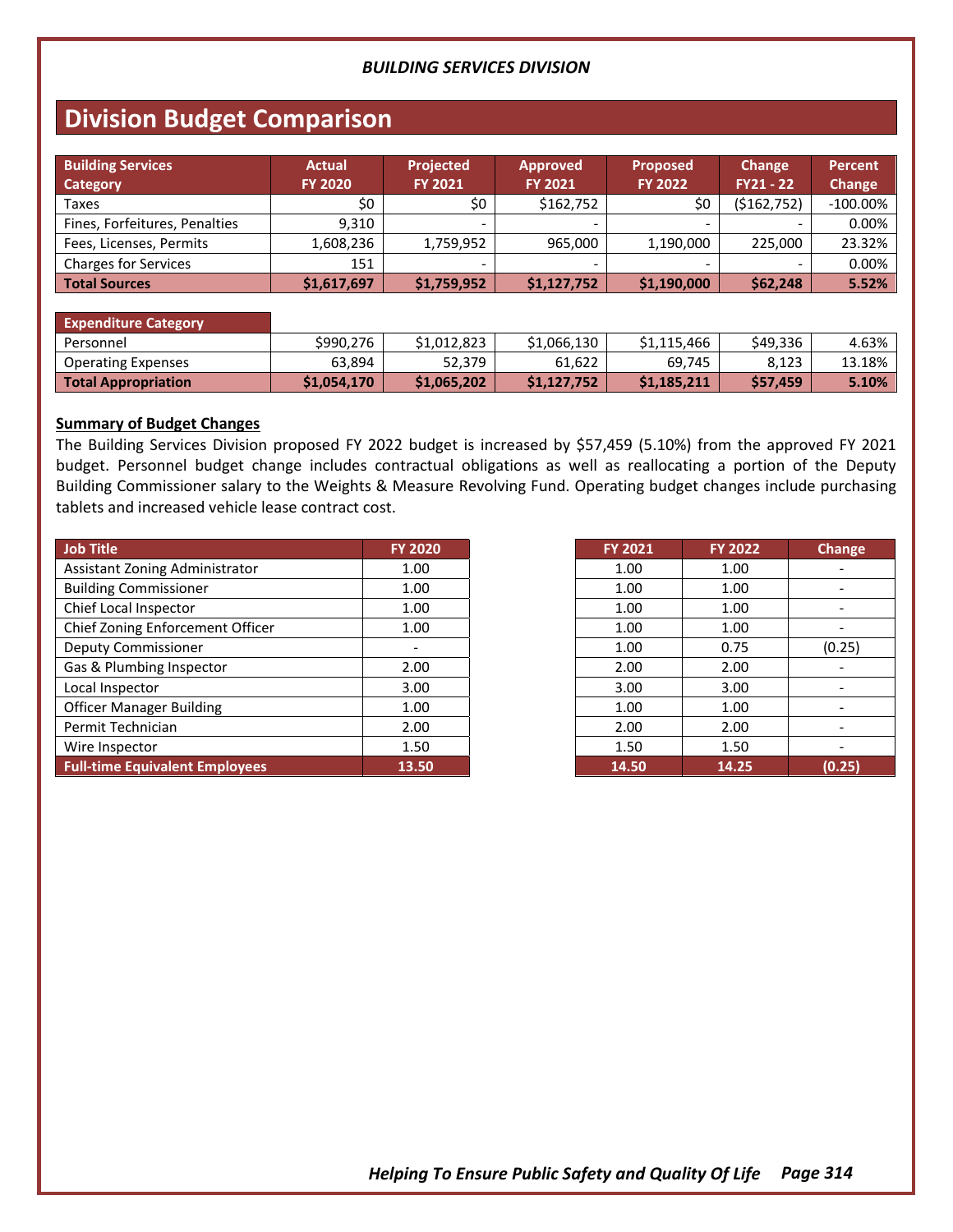*BUILDING SERVICES DIVISION*

# Division Budget Comparison

| Building Services Category | Actual FY 2020 | Projected FY 2021 | Approved FY 2021 | Proposed FY 2022 | Change FY21 - 22 | Percent Change |
|---|---|---|---|---|---|---|
| Taxes | $0 | $0 | $162,752 | $0 | ($162,752) | -100.00% |
| Fines, Forfeitures, Penalties | 9,310 | - | - | - | - | 0.00% |
| Fees, Licenses, Permits | 1,608,236 | 1,759,952 | 965,000 | 1,190,000 | 225,000 | 23.32% |
| Charges for Services | 151 | - | - | - | - | 0.00% |
| **Total Sources** | **$1,617,697** | **$1,759,952** | **$1,127,752** | **$1,190,000** | **$62,248** | **5.52%** |

| Expenditure Category | Actual FY 2020 | Projected FY 2021 | Approved FY 2021 | Proposed FY 2022 | Change FY21 - 22 | Percent Change |
|---|---|---|---|---|---|---|
| Personnel | $990,276 | $1,012,823 | $1,066,130 | $1,115,466 | $49,336 | 4.63% |
| Operating Expenses | 63,894 | 52,379 | 61,622 | 69,745 | 8,123 | 13.18% |
| **Total Appropriation** | **$1,054,170** | **$1,065,202** | **$1,127,752** | **$1,185,211** | **$57,459** | **5.10%** |

**Summary of Budget Changes**

The Building Services Division proposed FY 2022 budget is increased by $57,459 (5.10%) from the approved FY 2021 budget. Personnel budget change includes contractual obligations as well as reallocating a portion of the Deputy Building Commissioner salary to the Weights & Measure Revolving Fund. Operating budget changes include purchasing tablets and increased vehicle lease contract cost.

| Job Title | FY 2020 | FY 2021 | FY 2022 | Change |
|---|---|---|---|---|
| Assistant Zoning Administrator | 1.00 | 1.00 | 1.00 | - |
| Building Commissioner | 1.00 | 1.00 | 1.00 | - |
| Chief Local Inspector | 1.00 | 1.00 | 1.00 | - |
| Chief Zoning Enforcement Officer | 1.00 | 1.00 | 1.00 | - |
| Deputy Commissioner | - | 1.00 | 0.75 | (0.25) |
| Gas & Plumbing Inspector | 2.00 | 2.00 | 2.00 | - |
| Local Inspector | 3.00 | 3.00 | 3.00 | - |
| Officer Manager Building | 1.00 | 1.00 | 1.00 | - |
| Permit Technician | 2.00 | 2.00 | 2.00 | - |
| Wire Inspector | 1.50 | 1.50 | 1.50 | - |
| **Full-time Equivalent Employees** | **13.50** | **14.50** | **14.25** | **(0.25)** |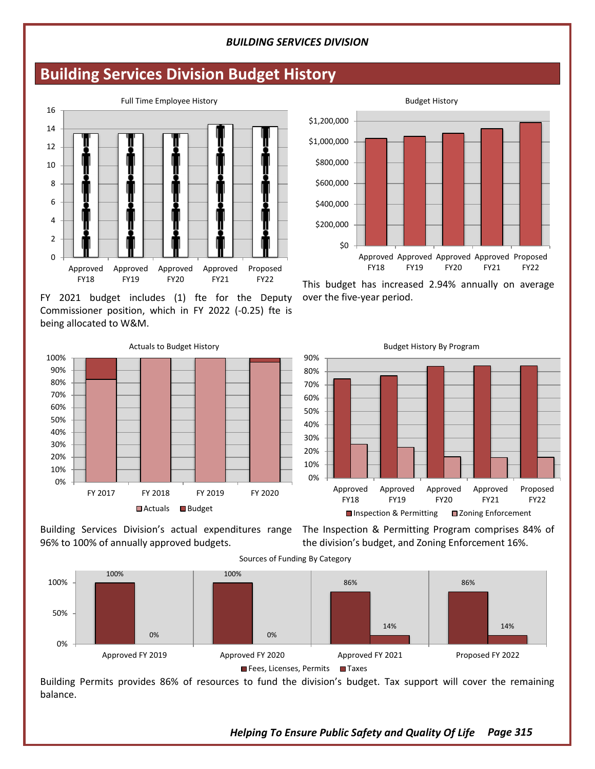## Building Services Division Budget History

Full Time Employee History

| | Approved FY18 | Approved FY19 | Approved FY20 | Approved FY21 | Proposed FY22 |
|---|---|---|---|---|---|

FY 2021 budget includes (1) fte for the Deputy Commissioner position, which in FY 2022 (-0.25) fte is being allocated to W&M.

Budget History

| | Approved FY18 | Approved FY19 | Approved FY20 | Approved FY21 | Proposed FY22 |
|---|---|---|---|---|---|

This budget has increased 2.94% annually on average over the five-year period.

Actuals to Budget History

| | FY 2017 | FY 2018 | FY 2019 | FY 2020 |
|---|---|---|---|---|

Actuals, Budget

Building Services Division's actual expenditures range 96% to 100% of annually approved budgets.

Budget History By Program

| | Approved FY18 | Approved FY19 | Approved FY20 | Approved FY21 | Proposed FY22 |
|---|---|---|---|---|---|

Inspection & Permitting, Zoning Enforcement

The Inspection & Permitting Program comprises 84% of the division's budget, and Zoning Enforcement 16%.

Sources of Funding By Category

| | Approved FY 2019 | Approved FY 2020 | Approved FY 2021 | Proposed FY 2022 |
|---|---|---|---|---|
| Fees, Licenses, Permits | 100% | 100% | 86% | 86% |
| Taxes | 0% | 0% | 14% | 14% |

Building Permits provides 86% of resources to fund the division's budget. Tax support will cover the remaining balance.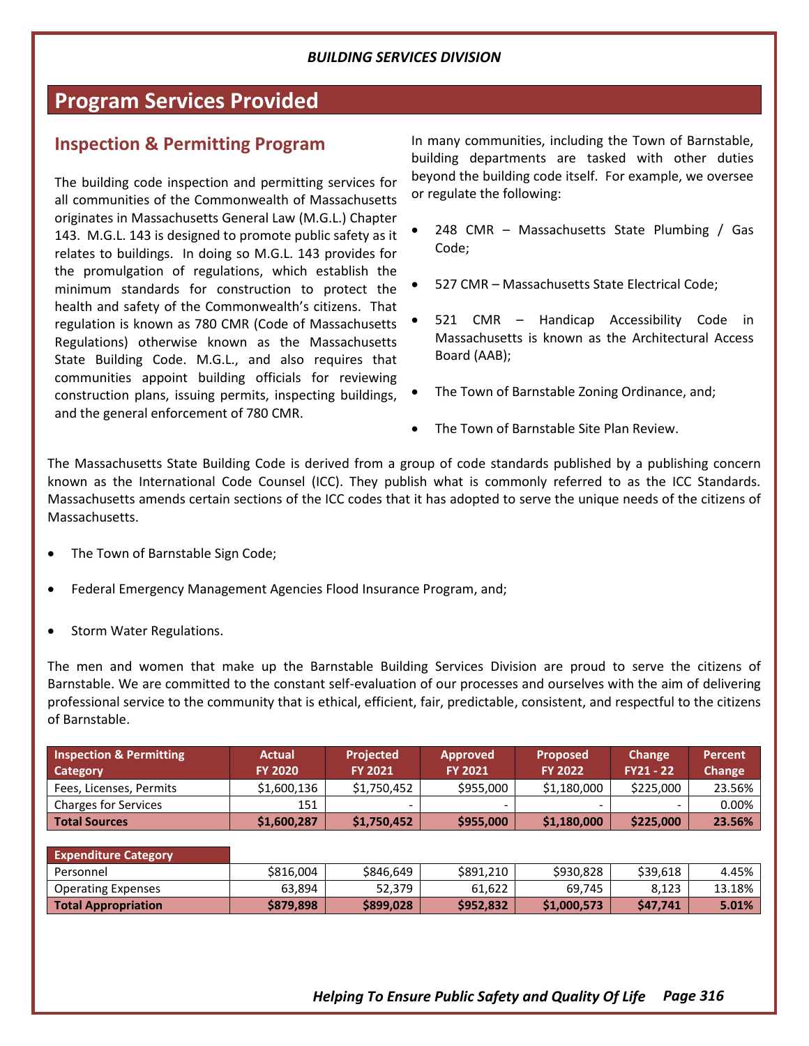BUILDING SERVICES DIVISION

## Program Services Provided

### Inspection & Permitting Program

The building code inspection and permitting services for all communities of the Commonwealth of Massachusetts originates in Massachusetts General Law (M.G.L.) Chapter 143. M.G.L. 143 is designed to promote public safety as it relates to buildings. In doing so M.G.L. 143 provides for the promulgation of regulations, which establish the minimum standards for construction to protect the health and safety of the Commonwealth's citizens. That regulation is known as 780 CMR (Code of Massachusetts Regulations) otherwise known as the Massachusetts State Building Code. M.G.L., and also requires that communities appoint building officials for reviewing construction plans, issuing permits, inspecting buildings, and the general enforcement of 780 CMR.

In many communities, including the Town of Barnstable, building departments are tasked with other duties beyond the building code itself. For example, we oversee or regulate the following:

- 248 CMR – Massachusetts State Plumbing / Gas Code;
- 527 CMR – Massachusetts State Electrical Code;
- 521 CMR – Handicap Accessibility Code in Massachusetts is known as the Architectural Access Board (AAB);
- The Town of Barnstable Zoning Ordinance, and;
- The Town of Barnstable Site Plan Review.

The Massachusetts State Building Code is derived from a group of code standards published by a publishing concern known as the International Code Counsel (ICC). They publish what is commonly referred to as the ICC Standards. Massachusetts amends certain sections of the ICC codes that it has adopted to serve the unique needs of the citizens of Massachusetts.

- The Town of Barnstable Sign Code;
- Federal Emergency Management Agencies Flood Insurance Program, and;
- Storm Water Regulations.

The men and women that make up the Barnstable Building Services Division are proud to serve the citizens of Barnstable. We are committed to the constant self-evaluation of our processes and ourselves with the aim of delivering professional service to the community that is ethical, efficient, fair, predictable, consistent, and respectful to the citizens of Barnstable.

| Inspection & Permitting Category | Actual FY 2020 | Projected FY 2021 | Approved FY 2021 | Proposed FY 2022 | Change FY21 - 22 | Percent Change |
|---|---|---|---|---|---|---|
| Fees, Licenses, Permits | $1,600,136 | $1,750,452 | $955,000 | $1,180,000 | $225,000 | 23.56% |
| Charges for Services | 151 | - | - | - | - | 0.00% |
| **Total Sources** | **$1,600,287** | **$1,750,452** | **$955,000** | **$1,180,000** | **$225,000** | **23.56%** |

| Expenditure Category | | | | | | |
|---|---|---|---|---|---|---|
| Personnel | $816,004 | $846,649 | $891,210 | $930,828 | $39,618 | 4.45% |
| Operating Expenses | 63,894 | 52,379 | 61,622 | 69,745 | 8,123 | 13.18% |
| **Total Appropriation** | **$879,898** | **$899,028** | **$952,832** | **$1,000,573** | **$47,741** | **5.01%** |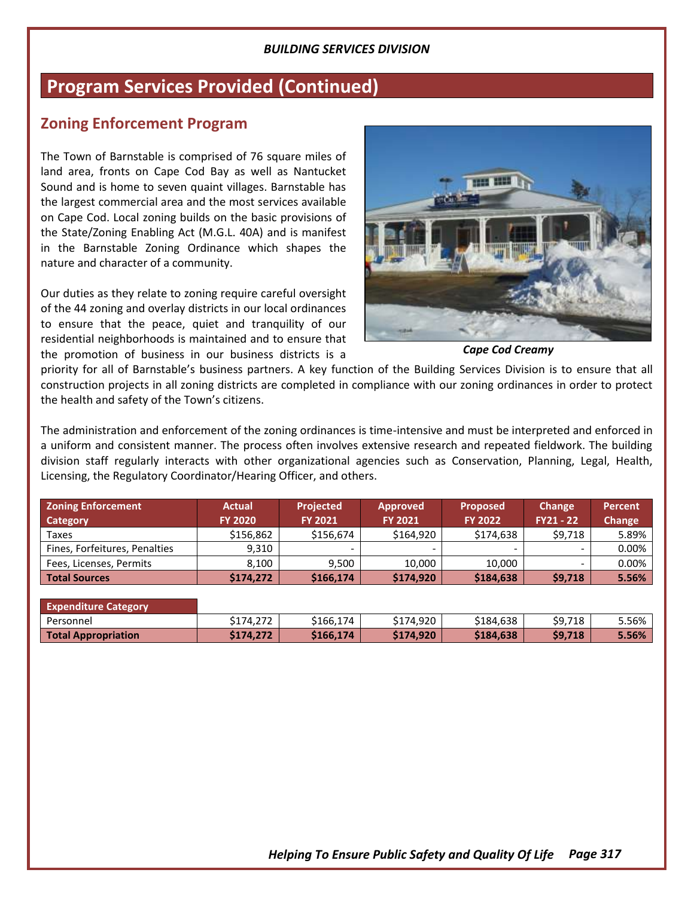## Program Services Provided (Continued)

### Zoning Enforcement Program

The Town of Barnstable is comprised of 76 square miles of land area, fronts on Cape Cod Bay as well as Nantucket Sound and is home to seven quaint villages. Barnstable has the largest commercial area and the most services available on Cape Cod. Local zoning builds on the basic provisions of the State/Zoning Enabling Act (M.G.L. 40A) and is manifest in the Barnstable Zoning Ordinance which shapes the nature and character of a community.

Our duties as they relate to zoning require careful oversight of the 44 zoning and overlay districts in our local ordinances to ensure that the peace, quiet and tranquility of our residential neighborhoods is maintained and to ensure that the promotion of business in our business districts is a priority for all of Barnstable's business partners. A key function of the Building Services Division is to ensure that all construction projects in all zoning districts are completed in compliance with our zoning ordinances in order to protect the health and safety of the Town's citizens.

***Cape Cod Creamy***

The administration and enforcement of the zoning ordinances is time-intensive and must be interpreted and enforced in a uniform and consistent manner. The process often involves extensive research and repeated fieldwork. The building division staff regularly interacts with other organizational agencies such as Conservation, Planning, Legal, Health, Licensing, the Regulatory Coordinator/Hearing Officer, and others.

| Zoning Enforcement Category | Actual FY 2020 | Projected FY 2021 | Approved FY 2021 | Proposed FY 2022 | Change FY21 - 22 | Percent Change |
|---|---|---|---|---|---|---|
| Taxes | $156,862 | $156,674 | $164,920 | $174,638 | $9,718 | 5.89% |
| Fines, Forfeitures, Penalties | 9,310 | - | - | - | - | 0.00% |
| Fees, Licenses, Permits | 8,100 | 9,500 | 10,000 | 10,000 | - | 0.00% |
| **Total Sources** | **$174,272** | **$166,174** | **$174,920** | **$184,638** | **$9,718** | **5.56%** |
| **Expenditure Category** | | | | | | |
| Personnel | $174,272 | $166,174 | $174,920 | $184,638 | $9,718 | 5.56% |
| **Total Appropriation** | **$174,272** | **$166,174** | **$174,920** | **$184,638** | **$9,718** | **5.56%** |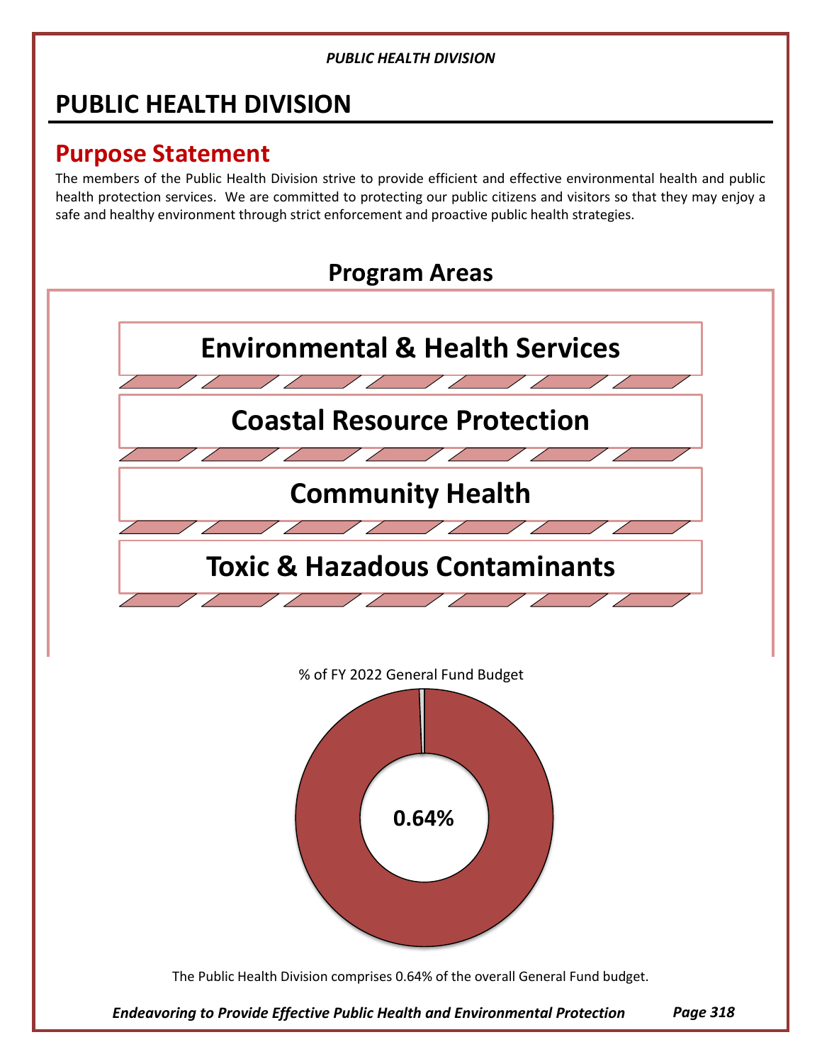# PUBLIC HEALTH DIVISION

## Purpose Statement

The members of the Public Health Division strive to provide efficient and effective environmental health and public health protection services. We are committed to protecting our public citizens and visitors so that they may enjoy a safe and healthy environment through strict enforcement and proactive public health strategies.

## Program Areas

- **Environmental & Health Services**
- **Coastal Resource Protection**
- **Community Health**
- **Toxic & Hazadous Contaminants**

% of FY 2022 General Fund Budget

**0.64%**

The Public Health Division comprises 0.64% of the overall General Fund budget.

*Endeavoring to Provide Effective Public Health and Environmental Protection*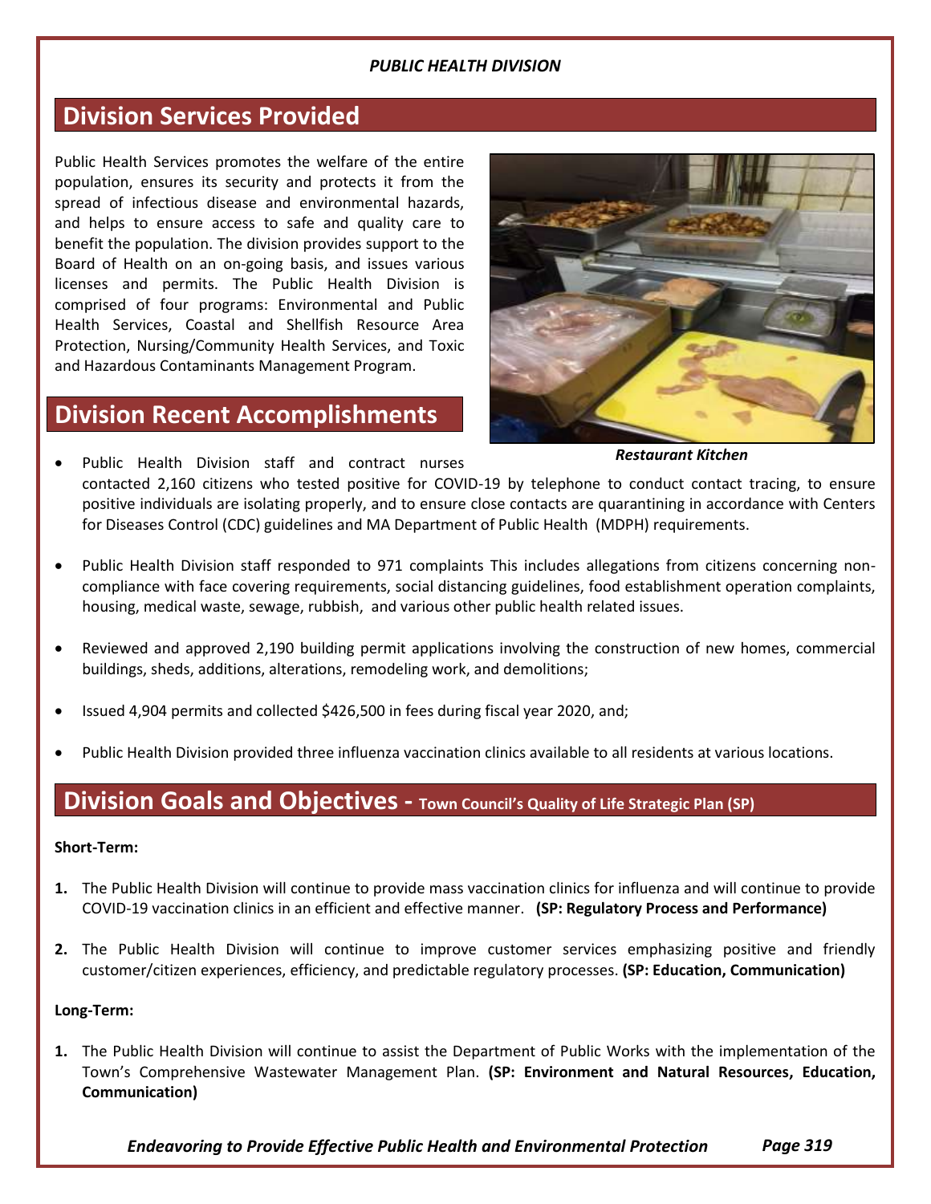*PUBLIC HEALTH DIVISION*

## Division Services Provided

Public Health Services promotes the welfare of the entire population, ensures its security and protects it from the spread of infectious disease and environmental hazards, and helps to ensure access to safe and quality care to benefit the population. The division provides support to the Board of Health on an on-going basis, and issues various licenses and permits. The Public Health Division is comprised of four programs: Environmental and Public Health Services, Coastal and Shellfish Resource Area Protection, Nursing/Community Health Services, and Toxic and Hazardous Contaminants Management Program.

***Restaurant Kitchen***

## Division Recent Accomplishments

- Public Health Division staff and contract nurses contacted 2,160 citizens who tested positive for COVID-19 by telephone to conduct contact tracing, to ensure positive individuals are isolating properly, and to ensure close contacts are quarantining in accordance with Centers for Diseases Control (CDC) guidelines and MA Department of Public Health (MDPH) requirements.

- Public Health Division staff responded to 971 complaints This includes allegations from citizens concerning non-compliance with face covering requirements, social distancing guidelines, food establishment operation complaints, housing, medical waste, sewage, rubbish, and various other public health related issues.

- Reviewed and approved 2,190 building permit applications involving the construction of new homes, commercial buildings, sheds, additions, alterations, remodeling work, and demolitions;

- Issued 4,904 permits and collected $426,500 in fees during fiscal year 2020, and;

- Public Health Division provided three influenza vaccination clinics available to all residents at various locations.

## Division Goals and Objectives - Town Council's Quality of Life Strategic Plan (SP)

**Short-Term:**

1. The Public Health Division will continue to provide mass vaccination clinics for influenza and will continue to provide COVID-19 vaccination clinics in an efficient and effective manner. **(SP: Regulatory Process and Performance)**

2. The Public Health Division will continue to improve customer services emphasizing positive and friendly customer/citizen experiences, efficiency, and predictable regulatory processes. **(SP: Education, Communication)**

**Long-Term:**

1. The Public Health Division will continue to assist the Department of Public Works with the implementation of the Town's Comprehensive Wastewater Management Plan. **(SP: Environment and Natural Resources, Education, Communication)**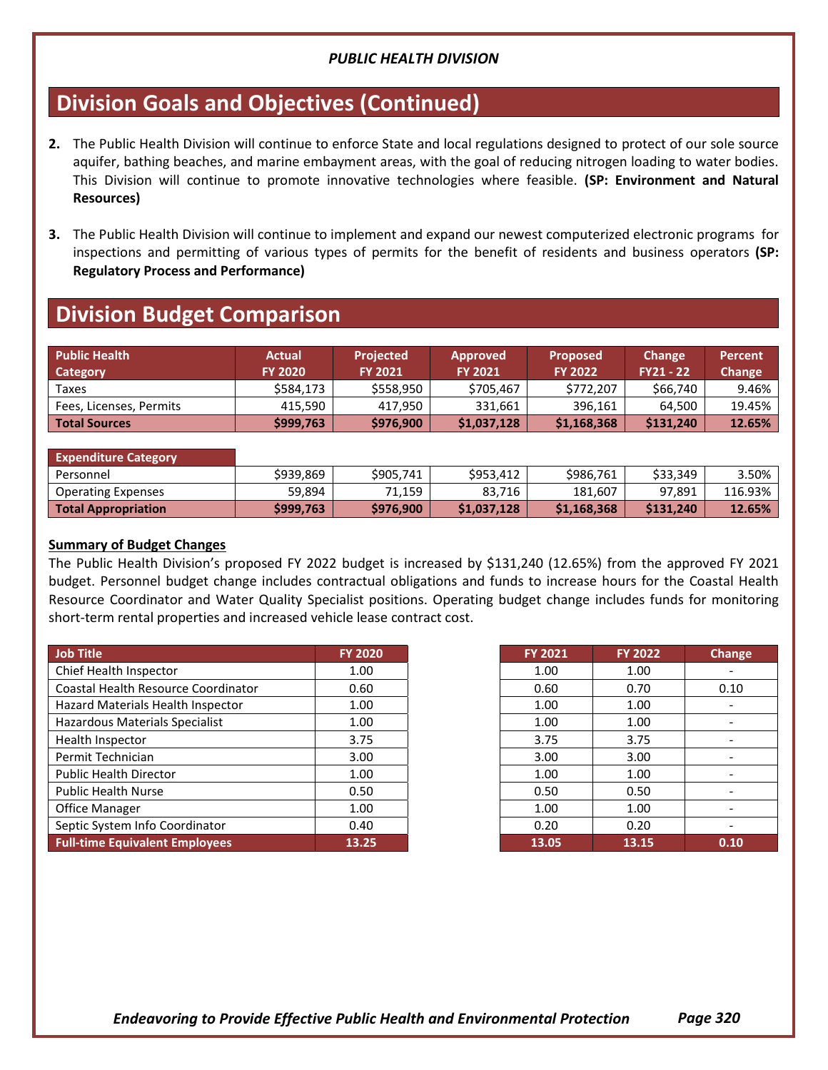*PUBLIC HEALTH DIVISION*

## Division Goals and Objectives (Continued)

2. The Public Health Division will continue to enforce State and local regulations designed to protect of our sole source aquifer, bathing beaches, and marine embayment areas, with the goal of reducing nitrogen loading to water bodies. This Division will continue to promote innovative technologies where feasible. **(SP: Environment and Natural Resources)**

3. The Public Health Division will continue to implement and expand our newest computerized electronic programs for inspections and permitting of various types of permits for the benefit of residents and business operators **(SP: Regulatory Process and Performance)**

## Division Budget Comparison

| Public Health Category | Actual FY 2020 | Projected FY 2021 | Approved FY 2021 | Proposed FY 2022 | Change FY21 - 22 | Percent Change |
|---|---|---|---|---|---|---|
| Taxes | $584,173 | $558,950 | $705,467 | $772,207 | $66,740 | 9.46% |
| Fees, Licenses, Permits | 415,590 | 417,950 | 331,661 | 396,161 | 64,500 | 19.45% |
| **Total Sources** | **$999,763** | **$976,900** | **$1,037,128** | **$1,168,368** | **$131,240** | **12.65%** |
| **Expenditure Category** | | | | | | |
| Personnel | $939,869 | $905,741 | $953,412 | $986,761 | $33,349 | 3.50% |
| Operating Expenses | 59,894 | 71,159 | 83,716 | 181,607 | 97,891 | 116.93% |
| **Total Appropriation** | **$999,763** | **$976,900** | **$1,037,128** | **$1,168,368** | **$131,240** | **12.65%** |

**Summary of Budget Changes**

The Public Health Division's proposed FY 2022 budget is increased by $131,240 (12.65%) from the approved FY 2021 budget. Personnel budget change includes contractual obligations and funds to increase hours for the Coastal Health Resource Coordinator and Water Quality Specialist positions. Operating budget change includes funds for monitoring short-term rental properties and increased vehicle lease contract cost.

| Job Title | FY 2020 | FY 2021 | FY 2022 | Change |
|---|---|---|---|---|
| Chief Health Inspector | 1.00 | 1.00 | 1.00 | - |
| Coastal Health Resource Coordinator | 0.60 | 0.60 | 0.70 | 0.10 |
| Hazard Materials Health Inspector | 1.00 | 1.00 | 1.00 | - |
| Hazardous Materials Specialist | 1.00 | 1.00 | 1.00 | - |
| Health Inspector | 3.75 | 3.75 | 3.75 | - |
| Permit Technician | 3.00 | 3.00 | 3.00 | - |
| Public Health Director | 1.00 | 1.00 | 1.00 | - |
| Public Health Nurse | 0.50 | 0.50 | 0.50 | - |
| Office Manager | 1.00 | 1.00 | 1.00 | - |
| Septic System Info Coordinator | 0.40 | 0.20 | 0.20 | - |
| **Full-time Equivalent Employees** | **13.25** | **13.05** | **13.15** | **0.10** |

*Endeavoring to Provide Effective Public Health and Environmental Protection*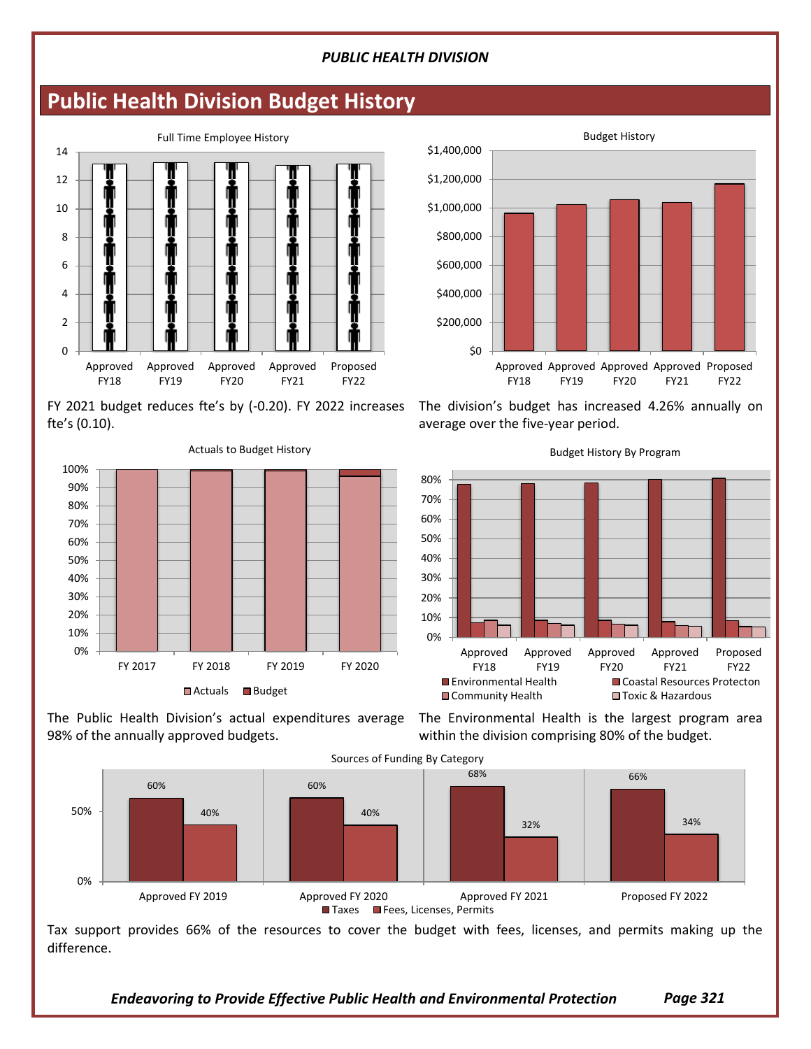# Public Health Division Budget History

Full Time Employee History

FY 2021 budget reduces fte's by (-0.20). FY 2022 increases fte's (0.10).

Budget History

The division's budget has increased 4.26% annually on average over the five-year period.

Actuals to Budget History

The Public Health Division's actual expenditures average 98% of the annually approved budgets.

Budget History By Program

The Environmental Health is the largest program area within the division comprising 80% of the budget.

Sources of Funding By Category

| | Taxes | Fees, Licenses, Permits |
|---|---|---|
| Approved FY 2019 | 60% | 40% |
| Approved FY 2020 | 60% | 40% |
| Approved FY 2021 | 68% | 32% |
| Proposed FY 2022 | 66% | 34% |

Tax support provides 66% of the resources to cover the budget with fees, licenses, and permits making up the difference.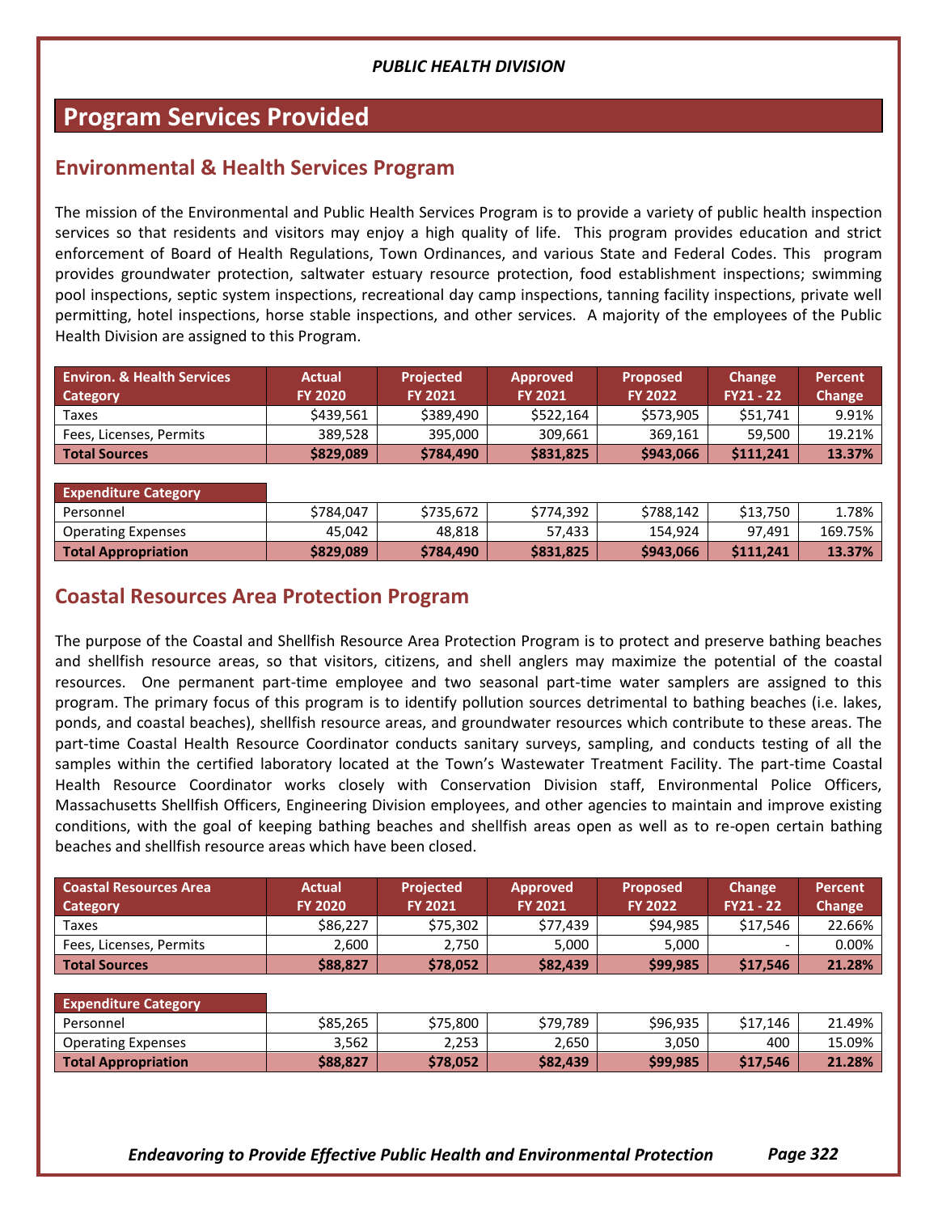## Program Services Provided

### Environmental & Health Services Program

The mission of the Environmental and Public Health Services Program is to provide a variety of public health inspection services so that residents and visitors may enjoy a high quality of life. This program provides education and strict enforcement of Board of Health Regulations, Town Ordinances, and various State and Federal Codes. This program provides groundwater protection, saltwater estuary resource protection, food establishment inspections; swimming pool inspections, septic system inspections, recreational day camp inspections, tanning facility inspections, private well permitting, hotel inspections, horse stable inspections, and other services. A majority of the employees of the Public Health Division are assigned to this Program.

| Environ. & Health Services Category | Actual FY 2020 | Projected FY 2021 | Approved FY 2021 | Proposed FY 2022 | Change FY21 - 22 | Percent Change |
|---|---|---|---|---|---|---|
| Taxes | $439,561 | $389,490 | $522,164 | $573,905 | $51,741 | 9.91% |
| Fees, Licenses, Permits | 389,528 | 395,000 | 309,661 | 369,161 | 59,500 | 19.21% |
| **Total Sources** | **$829,089** | **$784,490** | **$831,825** | **$943,066** | **$111,241** | **13.37%** |

| Expenditure Category | | | | | | |
|---|---|---|---|---|---|---|
| Personnel | $784,047 | $735,672 | $774,392 | $788,142 | $13,750 | 1.78% |
| Operating Expenses | 45,042 | 48,818 | 57,433 | 154,924 | 97,491 | 169.75% |
| **Total Appropriation** | **$829,089** | **$784,490** | **$831,825** | **$943,066** | **$111,241** | **13.37%** |

### Coastal Resources Area Protection Program

The purpose of the Coastal and Shellfish Resource Area Protection Program is to protect and preserve bathing beaches and shellfish resource areas, so that visitors, citizens, and shell anglers may maximize the potential of the coastal resources. One permanent part-time employee and two seasonal part-time water samplers are assigned to this program. The primary focus of this program is to identify pollution sources detrimental to bathing beaches (i.e. lakes, ponds, and coastal beaches), shellfish resource areas, and groundwater resources which contribute to these areas. The part-time Coastal Health Resource Coordinator conducts sanitary surveys, sampling, and conducts testing of all the samples within the certified laboratory located at the Town's Wastewater Treatment Facility. The part-time Coastal Health Resource Coordinator works closely with Conservation Division staff, Environmental Police Officers, Massachusetts Shellfish Officers, Engineering Division employees, and other agencies to maintain and improve existing conditions, with the goal of keeping bathing beaches and shellfish areas open as well as to re-open certain bathing beaches and shellfish resource areas which have been closed.

| Coastal Resources Area Category | Actual FY 2020 | Projected FY 2021 | Approved FY 2021 | Proposed FY 2022 | Change FY21 - 22 | Percent Change |
|---|---|---|---|---|---|---|
| Taxes | $86,227 | $75,302 | $77,439 | $94,985 | $17,546 | 22.66% |
| Fees, Licenses, Permits | 2,600 | 2,750 | 5,000 | 5,000 | - | 0.00% |
| **Total Sources** | **$88,827** | **$78,052** | **$82,439** | **$99,985** | **$17,546** | **21.28%** |

| Expenditure Category | | | | | | |
|---|---|---|---|---|---|---|
| Personnel | $85,265 | $75,800 | $79,789 | $96,935 | $17,146 | 21.49% |
| Operating Expenses | 3,562 | 2,253 | 2,650 | 3,050 | 400 | 15.09% |
| **Total Appropriation** | **$88,827** | **$78,052** | **$82,439** | **$99,985** | **$17,546** | **21.28%** |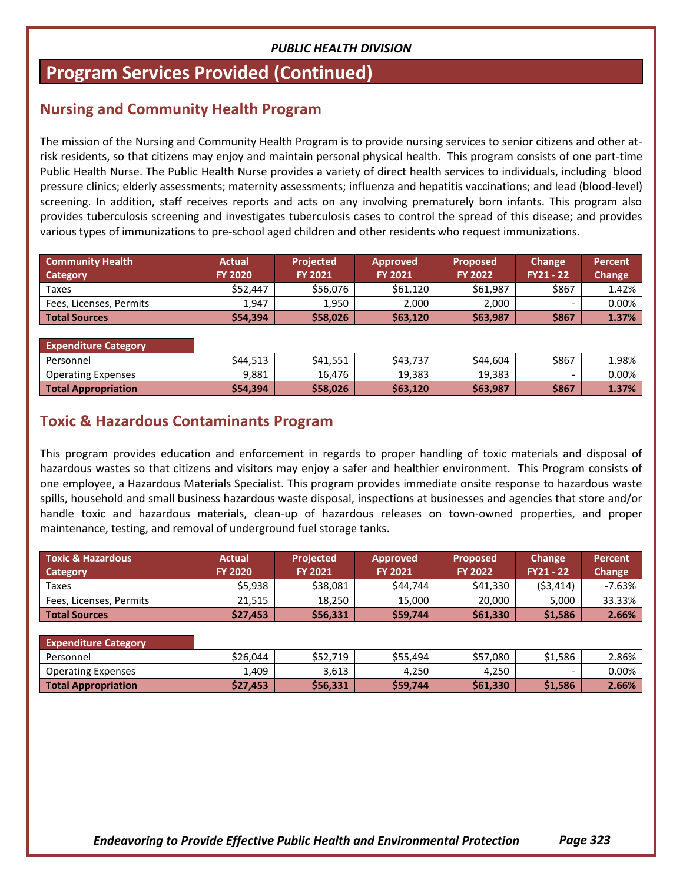*PUBLIC HEALTH DIVISION*

# Program Services Provided (Continued)

## Nursing and Community Health Program

The mission of the Nursing and Community Health Program is to provide nursing services to senior citizens and other at-risk residents, so that citizens may enjoy and maintain personal physical health. This program consists of one part-time Public Health Nurse. The Public Health Nurse provides a variety of direct health services to individuals, including blood pressure clinics; elderly assessments; maternity assessments; influenza and hepatitis vaccinations; and lead (blood-level) screening. In addition, staff receives reports and acts on any involving prematurely born infants. This program also provides tuberculosis screening and investigates tuberculosis cases to control the spread of this disease; and provides various types of immunizations to pre-school aged children and other residents who request immunizations.

| Community Health Category | Actual FY 2020 | Projected FY 2021 | Approved FY 2021 | Proposed FY 2022 | Change FY21 - 22 | Percent Change |
|---|---|---|---|---|---|---|
| Taxes | $52,447 | $56,076 | $61,120 | $61,987 | $867 | 1.42% |
| Fees, Licenses, Permits | 1,947 | 1,950 | 2,000 | 2,000 | - | 0.00% |
| **Total Sources** | **$54,394** | **$58,026** | **$63,120** | **$63,987** | **$867** | **1.37%** |

| Expenditure Category | | | | | | |
|---|---|---|---|---|---|---|
| Personnel | $44,513 | $41,551 | $43,737 | $44,604 | $867 | 1.98% |
| Operating Expenses | 9,881 | 16,476 | 19,383 | 19,383 | - | 0.00% |
| **Total Appropriation** | **$54,394** | **$58,026** | **$63,120** | **$63,987** | **$867** | **1.37%** |

## Toxic & Hazardous Contaminants Program

This program provides education and enforcement in regards to proper handling of toxic materials and disposal of hazardous wastes so that citizens and visitors may enjoy a safer and healthier environment. This Program consists of one employee, a Hazardous Materials Specialist. This program provides immediate onsite response to hazardous waste spills, household and small business hazardous waste disposal, inspections at businesses and agencies that store and/or handle toxic and hazardous materials, clean-up of hazardous releases on town-owned properties, and proper maintenance, testing, and removal of underground fuel storage tanks.

| Toxic & Hazardous Category | Actual FY 2020 | Projected FY 2021 | Approved FY 2021 | Proposed FY 2022 | Change FY21 - 22 | Percent Change |
|---|---|---|---|---|---|---|
| Taxes | $5,938 | $38,081 | $44,744 | $41,330 | ($3,414) | -7.63% |
| Fees, Licenses, Permits | 21,515 | 18,250 | 15,000 | 20,000 | 5,000 | 33.33% |
| **Total Sources** | **$27,453** | **$56,331** | **$59,744** | **$61,330** | **$1,586** | **2.66%** |

| Expenditure Category | | | | | | |
|---|---|---|---|---|---|---|
| Personnel | $26,044 | $52,719 | $55,494 | $57,080 | $1,586 | 2.86% |
| Operating Expenses | 1,409 | 3,613 | 4,250 | 4,250 | - | 0.00% |
| **Total Appropriation** | **$27,453** | **$56,331** | **$59,744** | **$61,330** | **$1,586** | **2.66%** |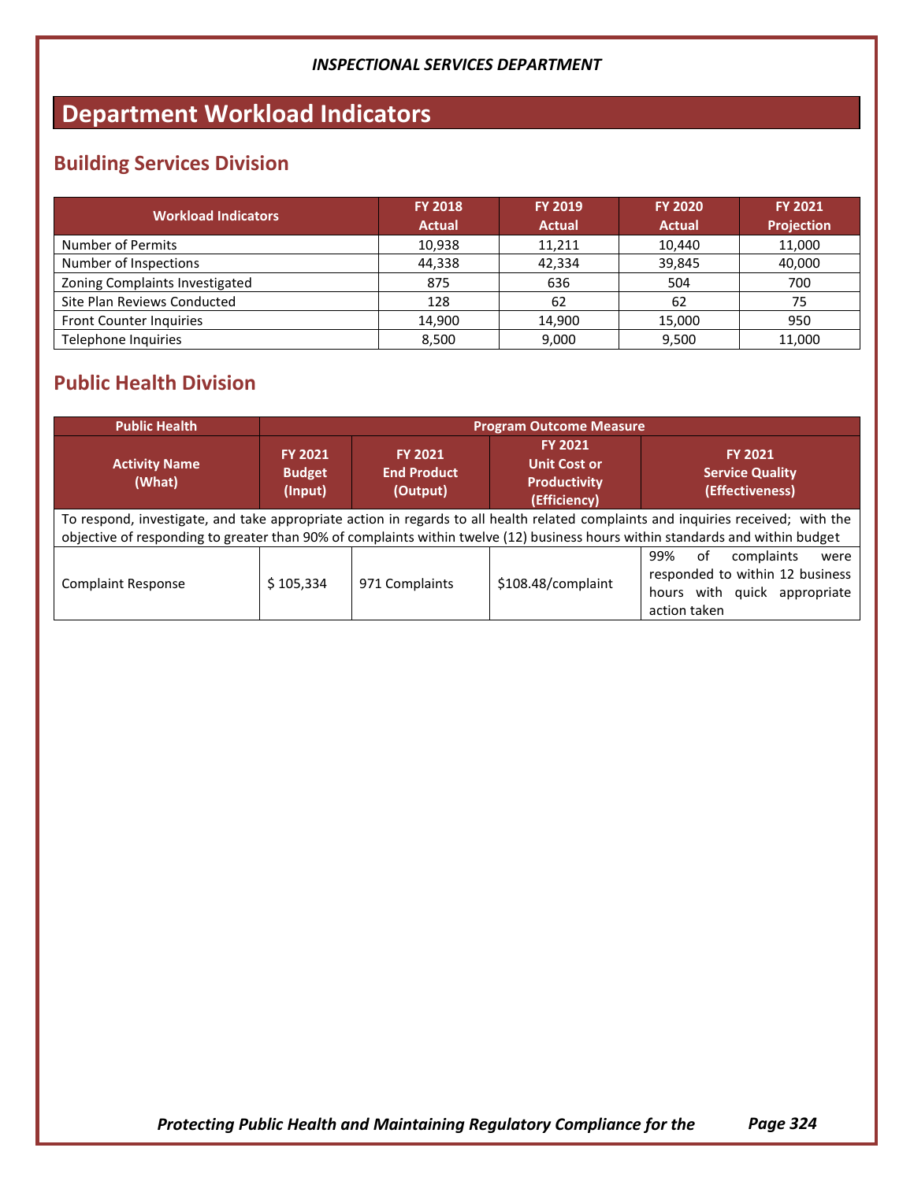## Department Workload Indicators

### Building Services Division

| Workload Indicators | FY 2018 Actual | FY 2019 Actual | FY 2020 Actual | FY 2021 Projection |
|---|---|---|---|---|
| Number of Permits | 10,938 | 11,211 | 10,440 | 11,000 |
| Number of Inspections | 44,338 | 42,334 | 39,845 | 40,000 |
| Zoning Complaints Investigated | 875 | 636 | 504 | 700 |
| Site Plan Reviews Conducted | 128 | 62 | 62 | 75 |
| Front Counter Inquiries | 14,900 | 14,900 | 15,000 | 950 |
| Telephone Inquiries | 8,500 | 9,000 | 9,500 | 11,000 |

### Public Health Division

| Public Health | Program Outcome Measure | | | |
|---|---|---|---|---|
| Activity Name (What) | FY 2021 Budget (Input) | FY 2021 End Product (Output) | FY 2021 Unit Cost or Productivity (Efficiency) | FY 2021 Service Quality (Effectiveness) |
| To respond, investigate, and take appropriate action in regards to all health related complaints and inquiries received; with the objective of responding to greater than 90% of complaints within twelve (12) business hours within standards and within budget | | | | |
| Complaint Response | $ 105,334 | 971 Complaints | $108.48/complaint | 99% of complaints were responded to within 12 business hours with quick appropriate action taken |